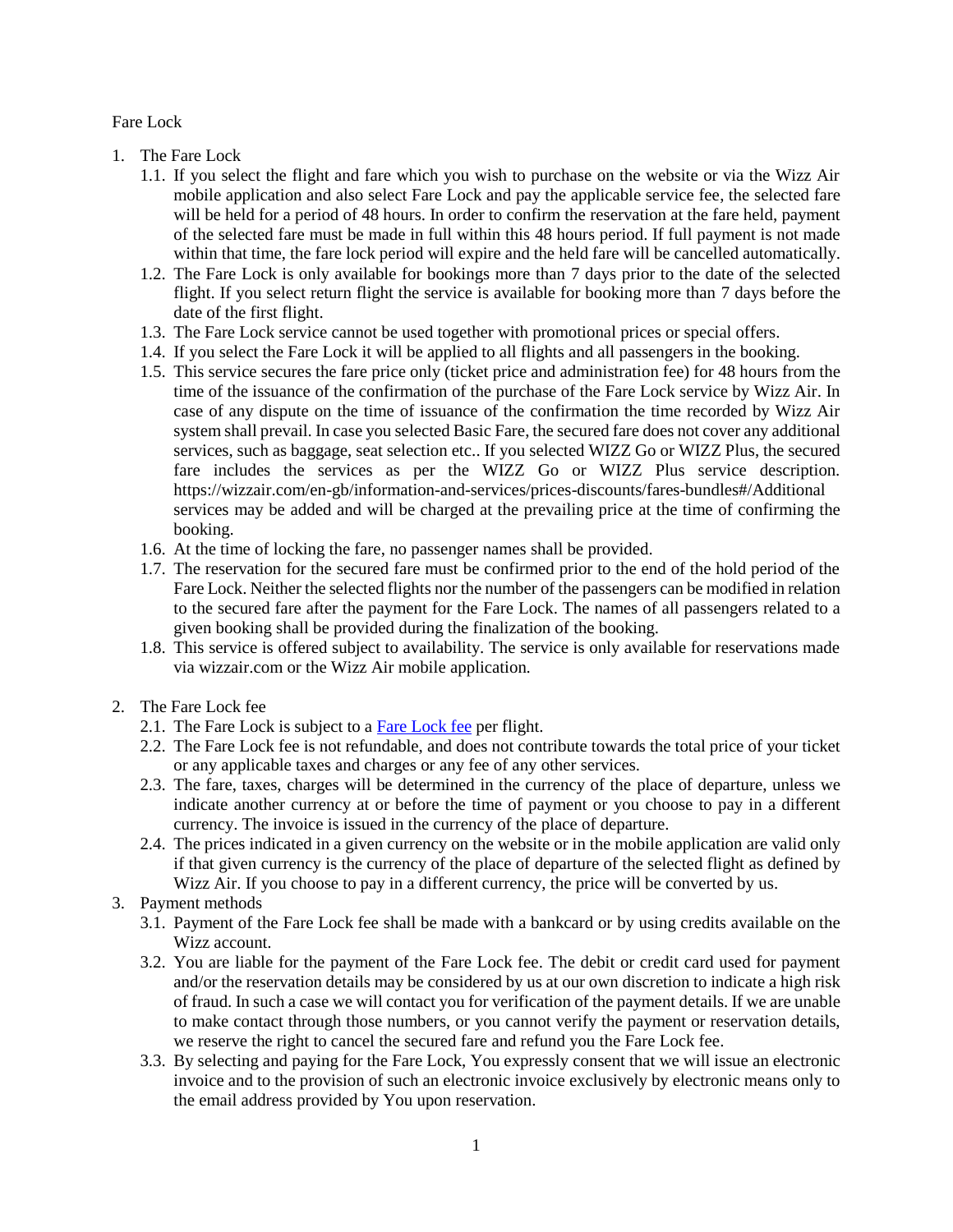# Fare Lock

1. The Fare Lock
   1.1. If you select the flight and fare which you wish to purchase on the website or via the Wizz Air mobile application and also select Fare Lock and pay the applicable service fee, the selected fare will be held for a period of 48 hours. In order to confirm the reservation at the fare held, payment of the selected fare must be made in full within this 48 hours period. If full payment is not made within that time, the fare lock period will expire and the held fare will be cancelled automatically.
   1.2. The Fare Lock is only available for bookings more than 7 days prior to the date of the selected flight. If you select return flight the service is available for booking more than 7 days before the date of the first flight.
   1.3. The Fare Lock service cannot be used together with promotional prices or special offers.
   1.4. If you select the Fare Lock it will be applied to all flights and all passengers in the booking.
   1.5. This service secures the fare price only (ticket price and administration fee) for 48 hours from the time of the issuance of the confirmation of the purchase of the Fare Lock service by Wizz Air. In case of any dispute on the time of issuance of the confirmation the time recorded by Wizz Air system shall prevail. In case you selected Basic Fare, the secured fare does not cover any additional services, such as baggage, seat selection etc.. If you selected WIZZ Go or WIZZ Plus, the secured fare includes the services as per the WIZZ Go or WIZZ Plus service description. https://wizzair.com/en-gb/information-and-services/prices-discounts/fares-bundles#/Additional services may be added and will be charged at the prevailing price at the time of confirming the booking.
   1.6. At the time of locking the fare, no passenger names shall be provided.
   1.7. The reservation for the secured fare must be confirmed prior to the end of the hold period of the Fare Lock. Neither the selected flights nor the number of the passengers can be modified in relation to the secured fare after the payment for the Fare Lock. The names of all passengers related to a given booking shall be provided during the finalization of the booking.
   1.8. This service is offered subject to availability. The service is only available for reservations made via wizzair.com or the Wizz Air mobile application.

2. The Fare Lock fee
   2.1. The Fare Lock is subject to a Fare Lock fee per flight.
   2.2. The Fare Lock fee is not refundable, and does not contribute towards the total price of your ticket or any applicable taxes and charges or any fee of any other services.
   2.3. The fare, taxes, charges will be determined in the currency of the place of departure, unless we indicate another currency at or before the time of payment or you choose to pay in a different currency. The invoice is issued in the currency of the place of departure.
   2.4. The prices indicated in a given currency on the website or in the mobile application are valid only if that given currency is the currency of the place of departure of the selected flight as defined by Wizz Air. If you choose to pay in a different currency, the price will be converted by us.

3. Payment methods
   3.1. Payment of the Fare Lock fee shall be made with a bankcard or by using credits available on the Wizz account.
   3.2. You are liable for the payment of the Fare Lock fee. The debit or credit card used for payment and/or the reservation details may be considered by us at our own discretion to indicate a high risk of fraud. In such a case we will contact you for verification of the payment details. If we are unable to make contact through those numbers, or you cannot verify the payment or reservation details, we reserve the right to cancel the secured fare and refund you the Fare Lock fee.
   3.3. By selecting and paying for the Fare Lock, You expressly consent that we will issue an electronic invoice and to the provision of such an electronic invoice exclusively by electronic means only to the email address provided by You upon reservation.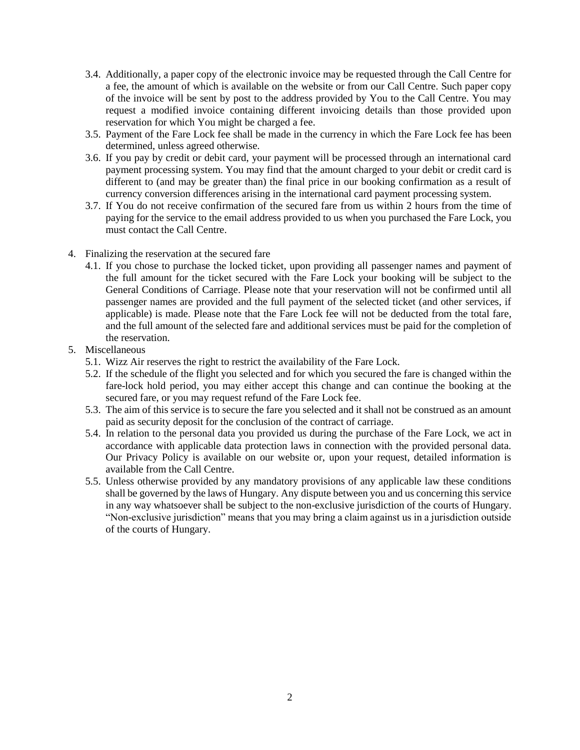3.4. Additionally, a paper copy of the electronic invoice may be requested through the Call Centre for a fee, the amount of which is available on the website or from our Call Centre. Such paper copy of the invoice will be sent by post to the address provided by You to the Call Centre. You may request a modified invoice containing different invoicing details than those provided upon reservation for which You might be charged a fee.

3.5. Payment of the Fare Lock fee shall be made in the currency in which the Fare Lock fee has been determined, unless agreed otherwise.

3.6. If you pay by credit or debit card, your payment will be processed through an international card payment processing system. You may find that the amount charged to your debit or credit card is different to (and may be greater than) the final price in our booking confirmation as a result of currency conversion differences arising in the international card payment processing system.

3.7. If You do not receive confirmation of the secured fare from us within 2 hours from the time of paying for the service to the email address provided to us when you purchased the Fare Lock, you must contact the Call Centre.

4. Finalizing the reservation at the secured fare

4.1. If you chose to purchase the locked ticket, upon providing all passenger names and payment of the full amount for the ticket secured with the Fare Lock your booking will be subject to the General Conditions of Carriage. Please note that your reservation will not be confirmed until all passenger names are provided and the full payment of the selected ticket (and other services, if applicable) is made. Please note that the Fare Lock fee will not be deducted from the total fare, and the full amount of the selected fare and additional services must be paid for the completion of the reservation.

5. Miscellaneous

5.1. Wizz Air reserves the right to restrict the availability of the Fare Lock.

5.2. If the schedule of the flight you selected and for which you secured the fare is changed within the fare-lock hold period, you may either accept this change and can continue the booking at the secured fare, or you may request refund of the Fare Lock fee.

5.3. The aim of this service is to secure the fare you selected and it shall not be construed as an amount paid as security deposit for the conclusion of the contract of carriage.

5.4. In relation to the personal data you provided us during the purchase of the Fare Lock, we act in accordance with applicable data protection laws in connection with the provided personal data. Our Privacy Policy is available on our website or, upon your request, detailed information is available from the Call Centre.

5.5. Unless otherwise provided by any mandatory provisions of any applicable law these conditions shall be governed by the laws of Hungary. Any dispute between you and us concerning this service in any way whatsoever shall be subject to the non-exclusive jurisdiction of the courts of Hungary. "Non-exclusive jurisdiction" means that you may bring a claim against us in a jurisdiction outside of the courts of Hungary.